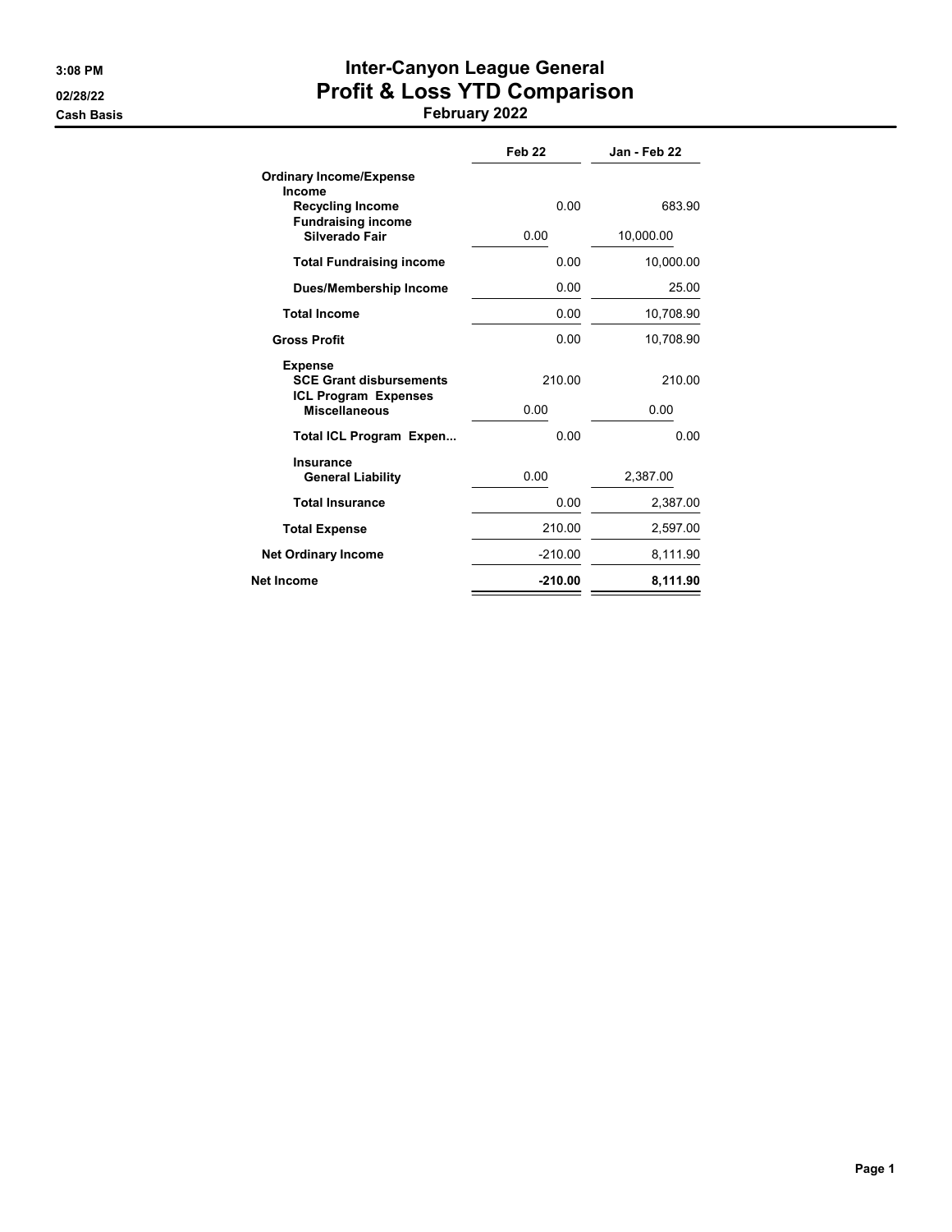3:08 PM

02/28/22

Cash Basis

# Inter-Canyon League General
## Profit & Loss YTD Comparison
### February 2022

| | Feb 22 | Jan - Feb 22 |
|---|---|---|
| **Ordinary Income/Expense** | | |
| **Income** | | |
| **Recycling Income** | 0.00 | 683.90 |
| **Fundraising income** | | |
| **Silverado Fair** | 0.00 | 10,000.00 |
| **Total Fundraising income** | 0.00 | 10,000.00 |
| **Dues/Membership Income** | 0.00 | 25.00 |
| **Total Income** | 0.00 | 10,708.90 |
| **Gross Profit** | 0.00 | 10,708.90 |
| **Expense** | | |
| **SCE Grant disbursements** | 210.00 | 210.00 |
| **ICL Program Expenses** | | |
| **Miscellaneous** | 0.00 | 0.00 |
| **Total ICL Program Expen...** | 0.00 | 0.00 |
| **Insurance** | | |
| **General Liability** | 0.00 | 2,387.00 |
| **Total Insurance** | 0.00 | 2,387.00 |
| **Total Expense** | 210.00 | 2,597.00 |
| **Net Ordinary Income** | -210.00 | 8,111.90 |
| **Net Income** | **-210.00** | **8,111.90** |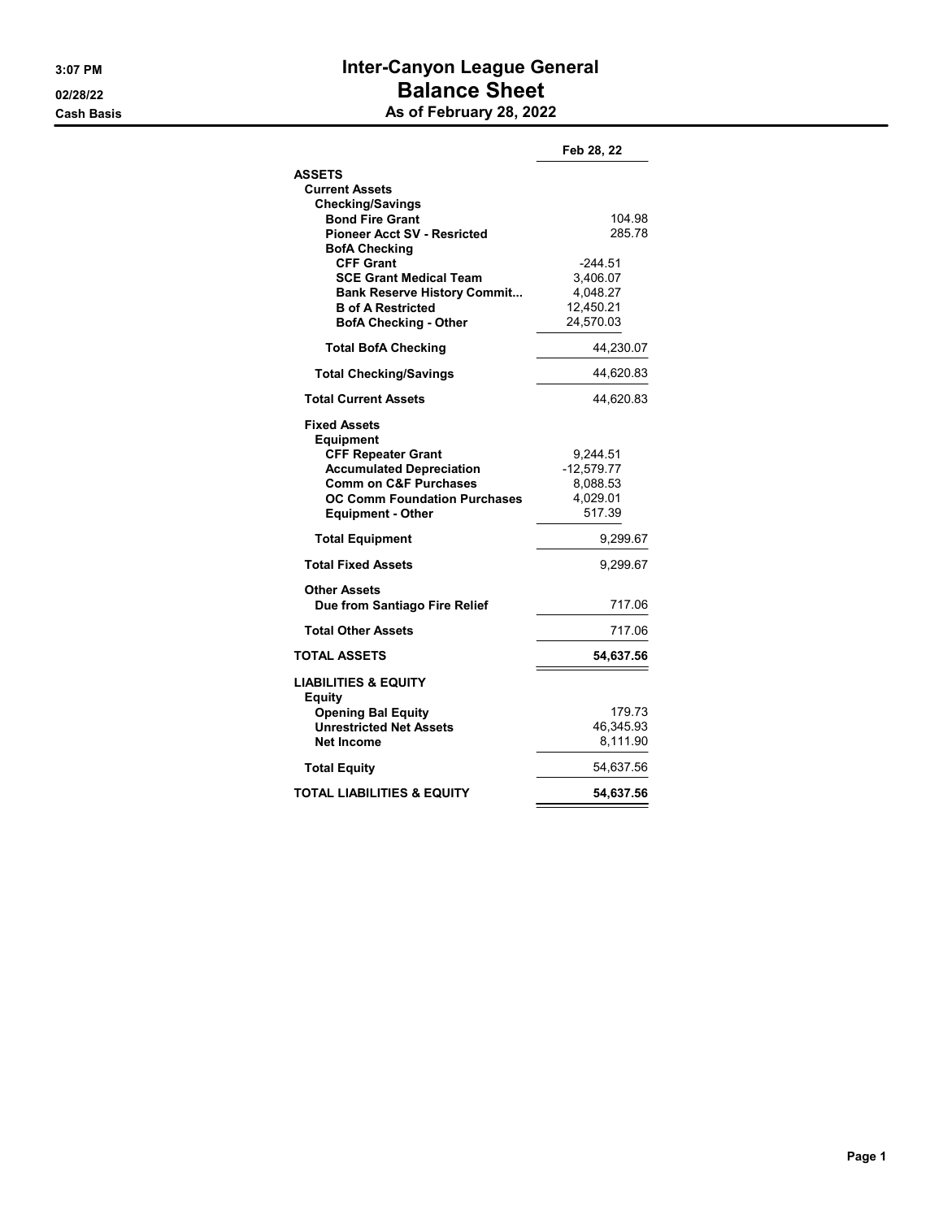# Inter-Canyon League General
## Balance Sheet
### As of February 28, 2022

3:07 PM
02/28/22
Cash Basis

| | Feb 28, 22 |
|---|---|
| **ASSETS** | |
| **Current Assets** | |
| **Checking/Savings** | |
| **Bond Fire Grant** | 104.98 |
| **Pioneer Acct SV - Resricted** | 285.78 |
| **BofA Checking** | |
| **CFF Grant** | -244.51 |
| **SCE Grant Medical Team** | 3,406.07 |
| **Bank Reserve History Commit...** | 4,048.27 |
| **B of A Restricted** | 12,450.21 |
| **BofA Checking - Other** | 24,570.03 |
| **Total BofA Checking** | 44,230.07 |
| **Total Checking/Savings** | 44,620.83 |
| **Total Current Assets** | 44,620.83 |
| **Fixed Assets** | |
| **Equipment** | |
| **CFF Repeater Grant** | 9,244.51 |
| **Accumulated Depreciation** | -12,579.77 |
| **Comm on C&F Purchases** | 8,088.53 |
| **OC Comm Foundation Purchases** | 4,029.01 |
| **Equipment - Other** | 517.39 |
| **Total Equipment** | 9,299.67 |
| **Total Fixed Assets** | 9,299.67 |
| **Other Assets** | |
| **Due from Santiago Fire Relief** | 717.06 |
| **Total Other Assets** | 717.06 |
| **TOTAL ASSETS** | **54,637.56** |
| **LIABILITIES & EQUITY** | |
| **Equity** | |
| **Opening Bal Equity** | 179.73 |
| **Unrestricted Net Assets** | 46,345.93 |
| **Net Income** | 8,111.90 |
| **Total Equity** | 54,637.56 |
| **TOTAL LIABILITIES & EQUITY** | **54,637.56** |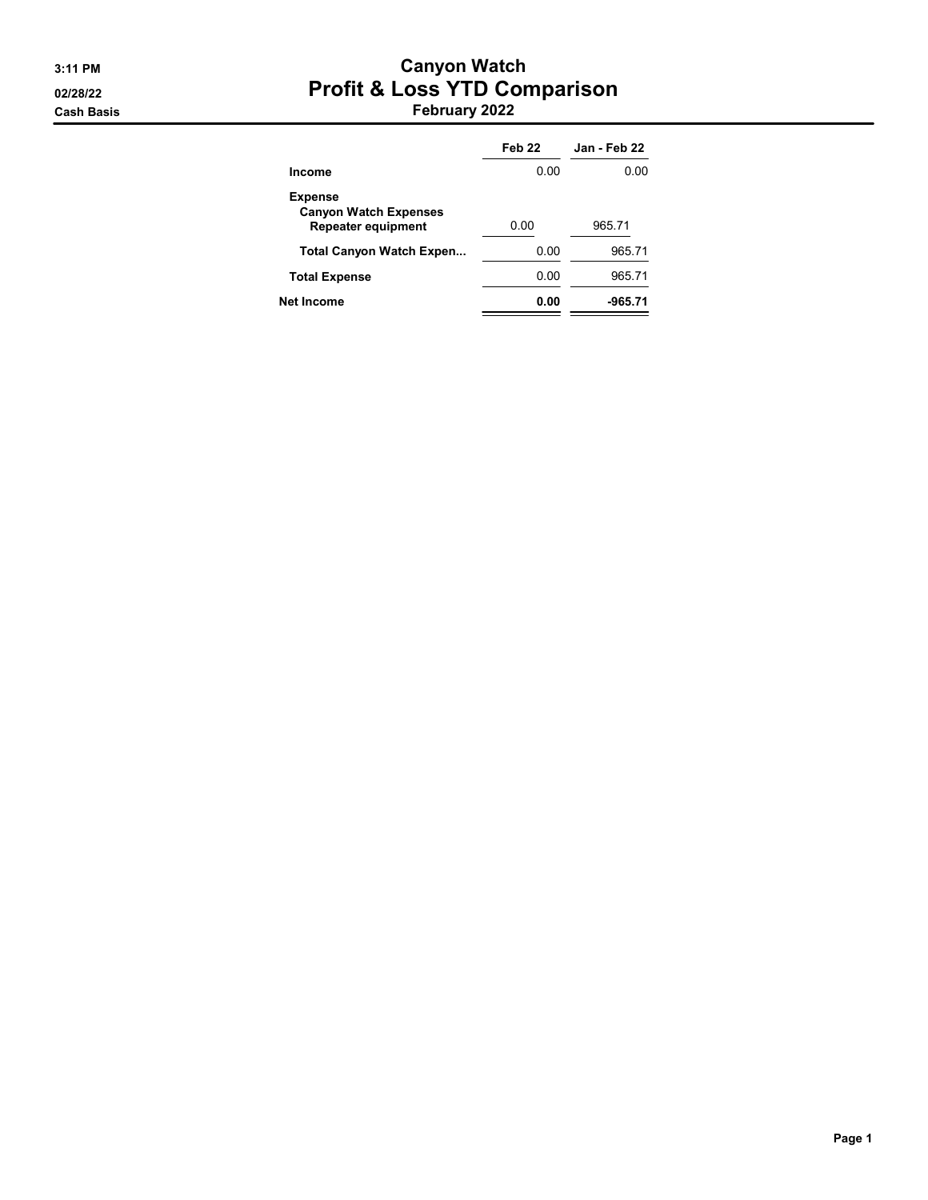3:11 PM
02/28/22
Cash Basis

# Canyon Watch
## Profit & Loss YTD Comparison
### February 2022

| | Feb 22 | Jan - Feb 22 |
|---|---|---|
| **Income** | 0.00 | 0.00 |
| **Expense** | | |
| **Canyon Watch Expenses** | | |
| **Repeater equipment** | 0.00 | 965.71 |
| **Total Canyon Watch Expen...** | 0.00 | 965.71 |
| **Total Expense** | 0.00 | 965.71 |
| **Net Income** | **0.00** | **-965.71** |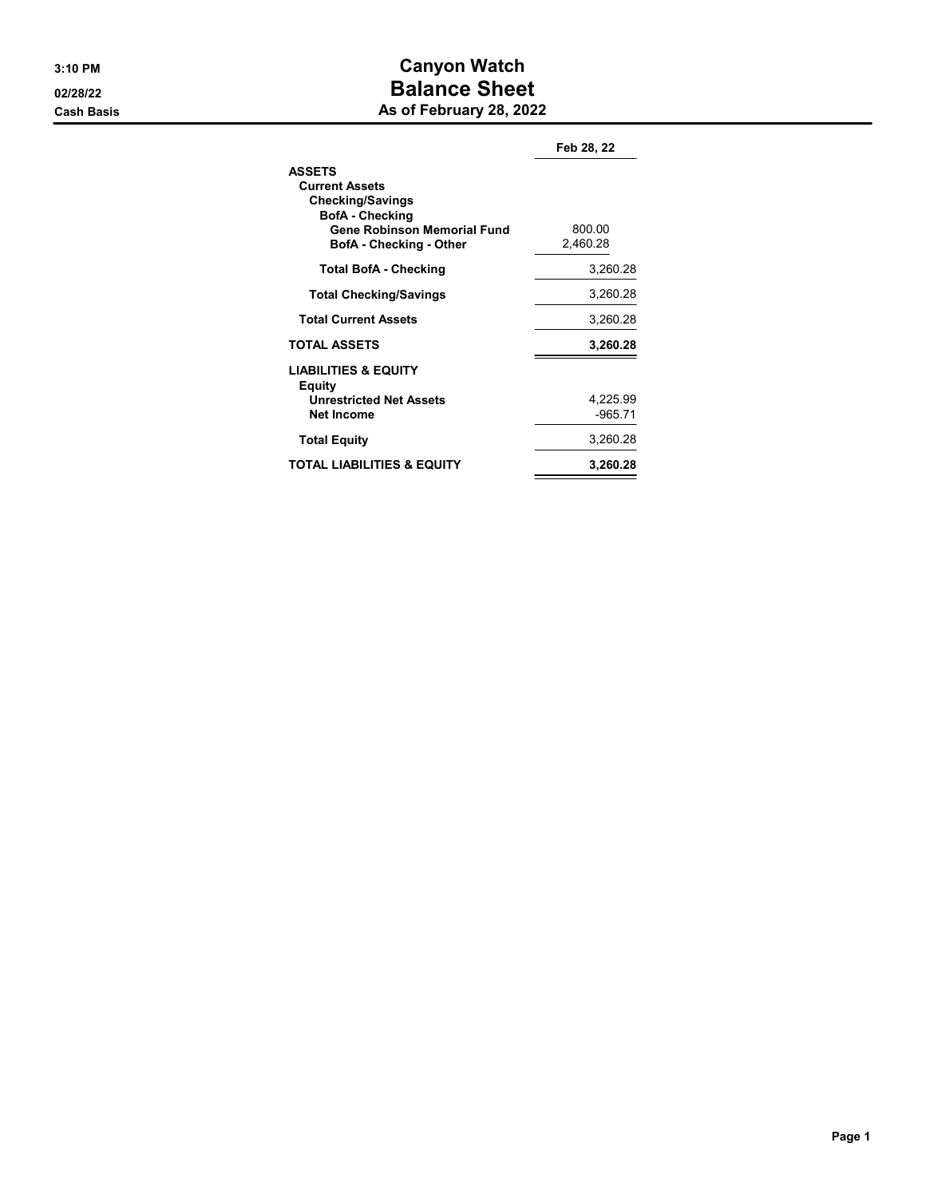# Canyon Watch

## Balance Sheet

### As of February 28, 2022

3:10 PM
02/28/22
Cash Basis

| | Feb 28, 22 |
|---|---|
| **ASSETS** | |
| **Current Assets** | |
| **Checking/Savings** | |
| **BofA - Checking** | |
| **Gene Robinson Memorial Fund** | 800.00 |
| **BofA - Checking - Other** | 2,460.28 |
| **Total BofA - Checking** | 3,260.28 |
| **Total Checking/Savings** | 3,260.28 |
| **Total Current Assets** | 3,260.28 |
| **TOTAL ASSETS** | **3,260.28** |
| **LIABILITIES & EQUITY** | |
| **Equity** | |
| **Unrestricted Net Assets** | 4,225.99 |
| **Net Income** | -965.71 |
| **Total Equity** | 3,260.28 |
| **TOTAL LIABILITIES & EQUITY** | **3,260.28** |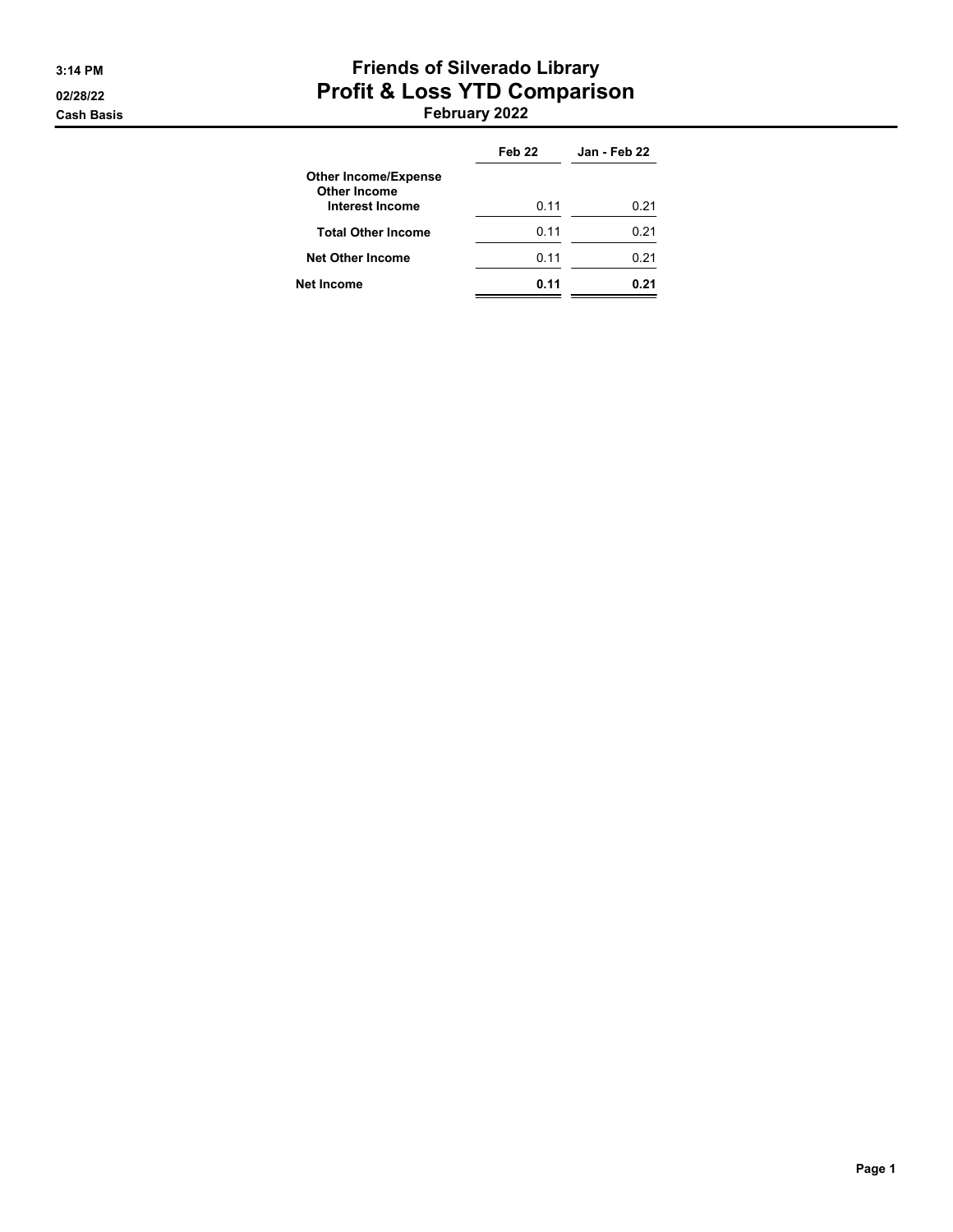# Friends of Silverado Library

## Profit & Loss YTD Comparison

### February 2022

3:14 PM

02/28/22

Cash Basis

| | Feb 22 | Jan - Feb 22 |
|---|---|---|
| **Other Income/Expense** | | |
| **Other Income** | | |
| **Interest Income** | 0.11 | 0.21 |
| **Total Other Income** | 0.11 | 0.21 |
| **Net Other Income** | 0.11 | 0.21 |
| **Net Income** | **0.11** | **0.21** |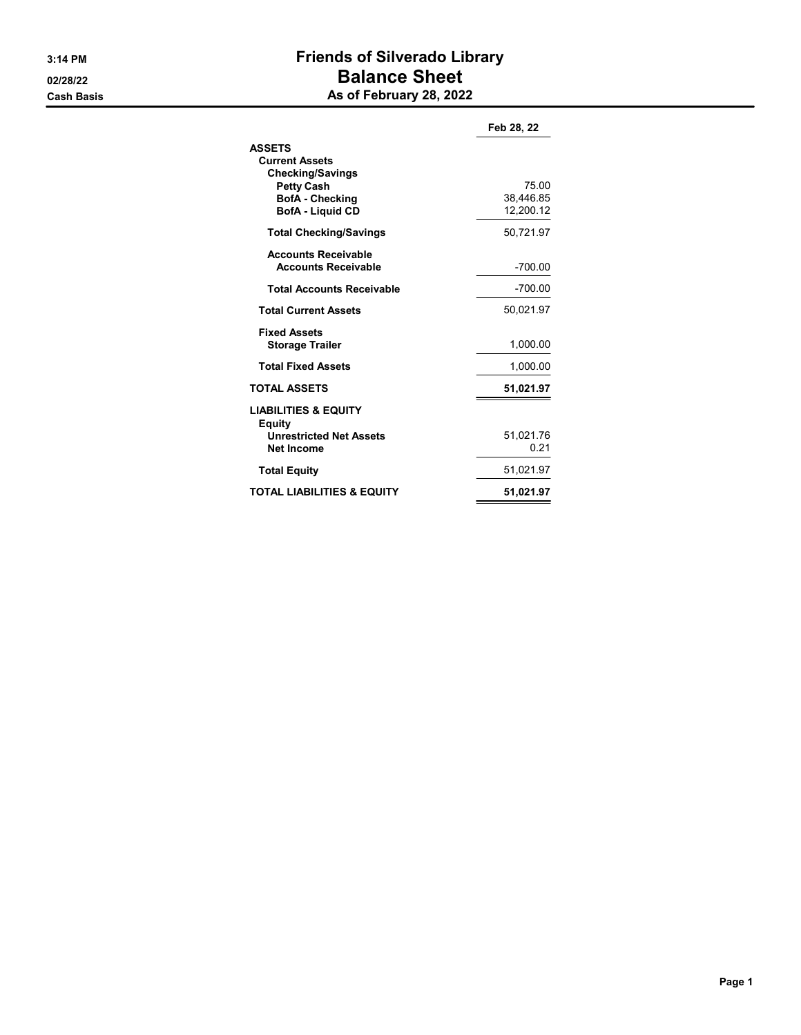# Friends of Silverado Library

## Balance Sheet

### As of February 28, 2022

3:14 PM
02/28/22
Cash Basis

| | Feb 28, 22 |
|---|---|
| **ASSETS** | |
| **Current Assets** | |
| **Checking/Savings** | |
| **Petty Cash** | 75.00 |
| **BofA - Checking** | 38,446.85 |
| **BofA - Liquid CD** | 12,200.12 |
| **Total Checking/Savings** | 50,721.97 |
| **Accounts Receivable** | |
| **Accounts Receivable** | -700.00 |
| **Total Accounts Receivable** | -700.00 |
| **Total Current Assets** | 50,021.97 |
| **Fixed Assets** | |
| **Storage Trailer** | 1,000.00 |
| **Total Fixed Assets** | 1,000.00 |
| **TOTAL ASSETS** | **51,021.97** |
| **LIABILITIES & EQUITY** | |
| **Equity** | |
| **Unrestricted Net Assets** | 51,021.76 |
| **Net Income** | 0.21 |
| **Total Equity** | 51,021.97 |
| **TOTAL LIABILITIES & EQUITY** | **51,021.97** |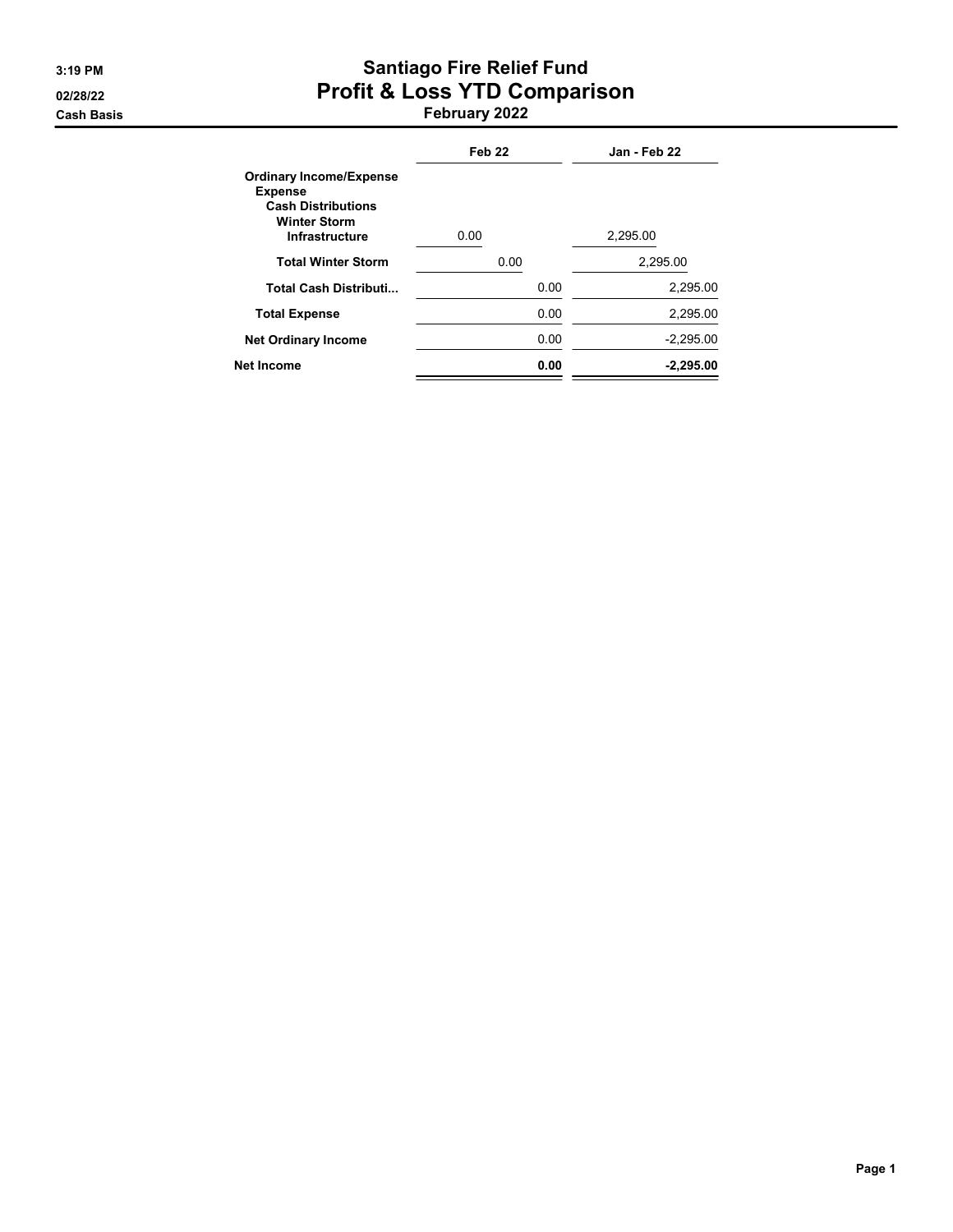# Santiago Fire Relief Fund

## Profit & Loss YTD Comparison

### February 2022

3:19 PM
02/28/22
Cash Basis

| | Feb 22 | Jan - Feb 22 |
|---|---|---|
| **Ordinary Income/Expense** | | |
| **Expense** | | |
| **Cash Distributions** | | |
| **Winter Storm** | | |
| **Infrastructure** | 0.00 | 2,295.00 |
| **Total Winter Storm** | 0.00 | 2,295.00 |
| **Total Cash Distributi...** | 0.00 | 2,295.00 |
| **Total Expense** | 0.00 | 2,295.00 |
| **Net Ordinary Income** | 0.00 | -2,295.00 |
| **Net Income** | **0.00** | **-2,295.00** |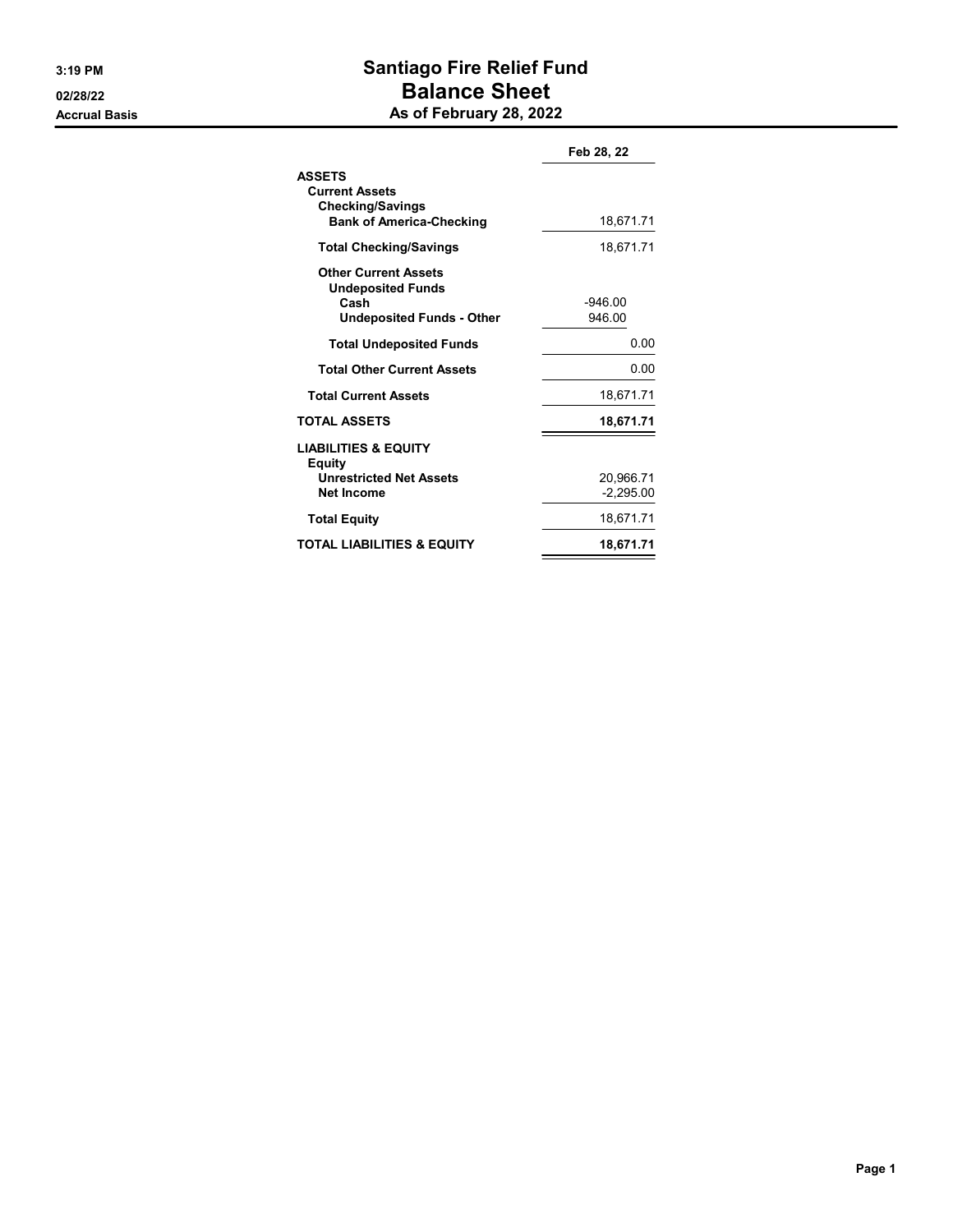# Santiago Fire Relief Fund

## Balance Sheet

### As of February 28, 2022

3:19 PM
02/28/22
Accrual Basis

| | | Feb 28, 22 |
|---|---|---|
| **ASSETS** | | |
| **Current Assets** | | |
| **Checking/Savings** | | |
| **Bank of America-Checking** | | 18,671.71 |
| **Total Checking/Savings** | | 18,671.71 |
| **Other Current Assets** | | |
| **Undeposited Funds** | | |
| **Cash** | -946.00 | |
| **Undeposited Funds - Other** | 946.00 | |
| **Total Undeposited Funds** | | 0.00 |
| **Total Other Current Assets** | | 0.00 |
| **Total Current Assets** | | 18,671.71 |
| **TOTAL ASSETS** | | **18,671.71** |
| **LIABILITIES & EQUITY** | | |
| **Equity** | | |
| **Unrestricted Net Assets** | | 20,966.71 |
| **Net Income** | | -2,295.00 |
| **Total Equity** | | 18,671.71 |
| **TOTAL LIABILITIES & EQUITY** | | **18,671.71** |